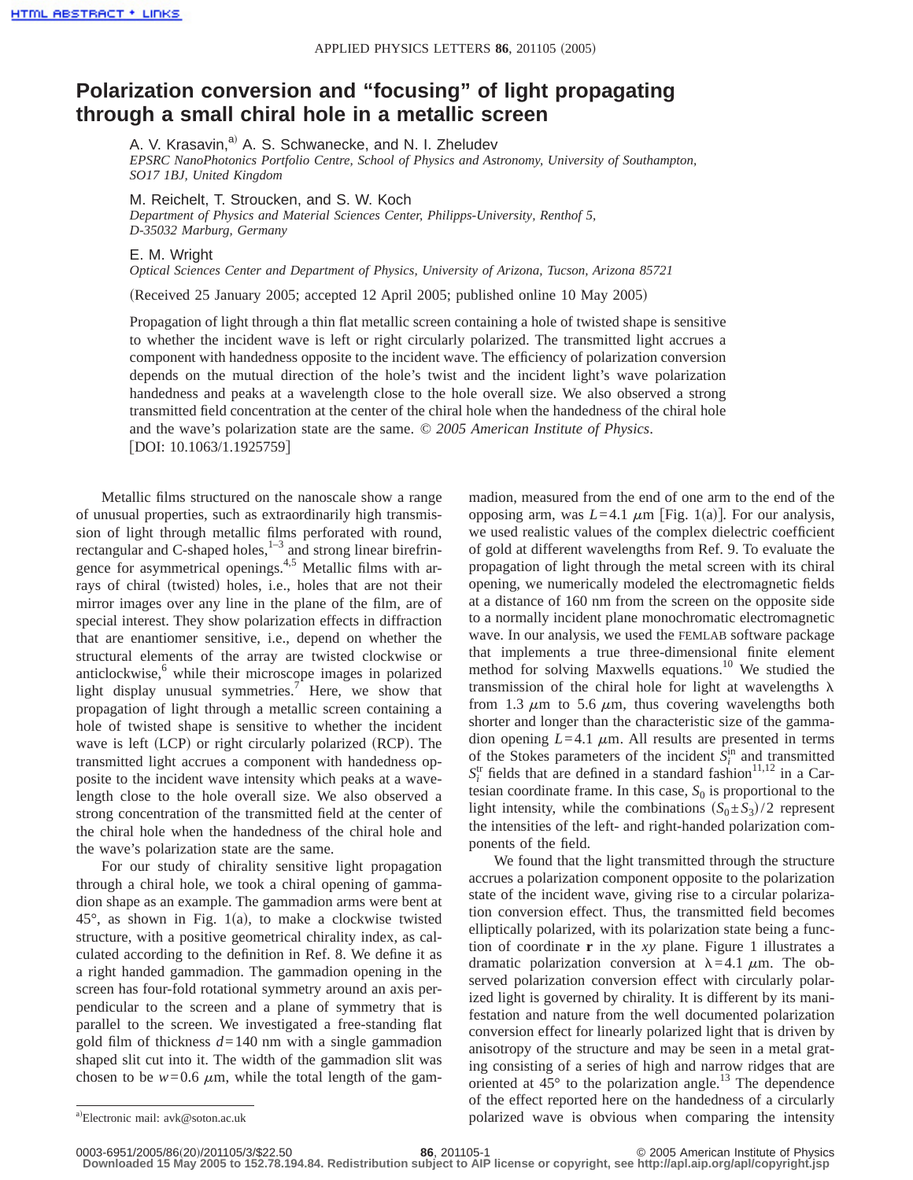# Polarization conversion and "focusing" of light propagating through a small chiral hole in a metallic screen

A. V. Krasavin,[a] A. S. Schwanecke, and N. I. Zheludev
*EPSRC NanoPhotonics Portfolio Centre, School of Physics and Astronomy, University of Southampton, SO17 1BJ, United Kingdom*

M. Reichelt, T. Stroucken, and S. W. Koch
*Department of Physics and Material Sciences Center, Philipps-University, Renthof 5, D-35032 Marburg, Germany*

E. M. Wright
*Optical Sciences Center and Department of Physics, University of Arizona, Tucson, Arizona 85721*

(Received 25 January 2005; accepted 12 April 2005; published online 10 May 2005)

Propagation of light through a thin flat metallic screen containing a hole of twisted shape is sensitive to whether the incident wave is left or right circularly polarized. The transmitted light accrues a component with handedness opposite to the incident wave. The efficiency of polarization conversion depends on the mutual direction of the hole's twist and the incident light's wave polarization handedness and peaks at a wavelength close to the hole overall size. We also observed a strong transmitted field concentration at the center of the chiral hole when the handedness of the chiral hole and the wave's polarization state are the same. *© 2005 American Institute of Physics*. [DOI: 10.1063/1.1925759]

Metallic films structured on the nanoscale show a range of unusual properties, such as extraordinarily high transmission of light through metallic films perforated with round, rectangular and C-shaped holes,[1–3] and strong linear birefringence for asymmetrical openings.[4,5] Metallic films with arrays of chiral (twisted) holes, i.e., holes that are not their mirror images over any line in the plane of the film, are of special interest. They show polarization effects in diffraction that are enantiomer sensitive, i.e., depend on whether the structural elements of the array are twisted clockwise or anticlockwise,[6] while their microscope images in polarized light display unusual symmetries.[7] Here, we show that propagation of light through a metallic screen containing a hole of twisted shape is sensitive to whether the incident wave is left (LCP) or right circularly polarized (RCP). The transmitted light accrues a component with handedness opposite to the incident wave intensity which peaks at a wavelength close to the hole overall size. We also observed a strong concentration of the transmitted field at the center of the chiral hole when the handedness of the chiral hole and the wave's polarization state are the same.

For our study of chirality sensitive light propagation through a chiral hole, we took a chiral opening of gammadion shape as an example. The gammadion arms were bent at 45°, as shown in Fig. 1(a), to make a clockwise twisted structure, with a positive geometrical chirality index, as calculated according to the definition in Ref. 8. We define it as a right handed gammadion. The gammadion opening in the screen has four-fold rotational symmetry around an axis perpendicular to the screen and a plane of symmetry that is parallel to the screen. We investigated a free-standing flat gold film of thickness $d=140$ nm with a single gammadion shaped slit cut into it. The width of the gammadion slit was chosen to be $w=0.6$ $\mu$m, while the total length of the gammadion, measured from the end of one arm to the end of the opposing arm, was $L=4.1$ $\mu$m [Fig. 1(a)]. For our analysis, we used realistic values of the complex dielectric coefficient of gold at different wavelengths from Ref. 9. To evaluate the propagation of light through the metal screen with its chiral opening, we numerically modeled the electromagnetic fields at a distance of 160 nm from the screen on the opposite side to a normally incident plane monochromatic electromagnetic wave. In our analysis, we used the FEMLAB software package that implements a true three-dimensional finite element method for solving Maxwells equations.[10] We studied the transmission of the chiral hole for light at wavelengths $\lambda$ from 1.3 $\mu$m to 5.6 $\mu$m, thus covering wavelengths both shorter and longer than the characteristic size of the gammadion opening $L=4.1$ $\mu$m. All results are presented in terms of the Stokes parameters of the incident $S_i^{\mathrm{in}}$ and transmitted $S_i^{\mathrm{tr}}$ fields that are defined in a standard fashion[11,12] in a Cartesian coordinate frame. In this case, $S_0$ is proportional to the light intensity, while the combinations $(S_0 \pm S_3)/2$ represent the intensities of the left- and right-handed polarization components of the field.

We found that the light transmitted through the structure accrues a polarization component opposite to the polarization state of the incident wave, giving rise to a circular polarization conversion effect. Thus, the transmitted field becomes elliptically polarized, with its polarization state being a function of coordinate **r** in the $xy$ plane. Figure 1 illustrates a dramatic polarization conversion at $\lambda=4.1$ $\mu$m. The observed polarization conversion effect with circularly polarized light is governed by chirality. It is different by its manifestation and nature from the well documented polarization conversion effect for linearly polarized light that is driven by anisotropy of the structure and may be seen in a metal grating consisting of a series of high and narrow ridges that are oriented at 45° to the polarization angle.[13] The dependence of the effect reported here on the handedness of a circularly polarized wave is obvious when comparing the intensity

[a] Electronic mail: avk@soton.ac.uk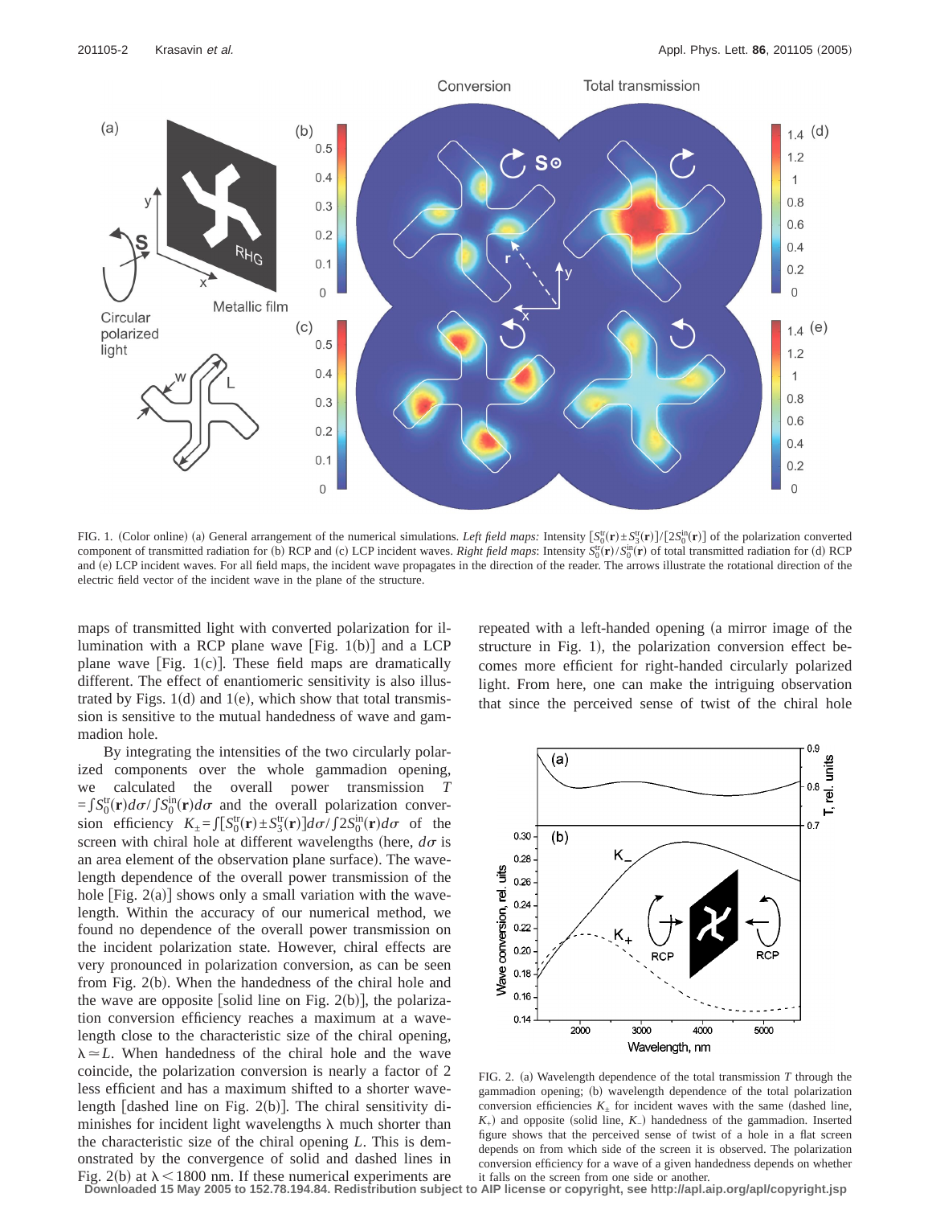FIG. 1. (Color online) (a) General arrangement of the numerical simulations. *Left field maps:* Intensity $[S_0^{tr}(\mathbf{r})\pm S_3^{tr}(\mathbf{r})]/[2S_0^{in}(\mathbf{r})]$ of the polarization converted component of transmitted radiation for (b) RCP and (c) LCP incident waves. *Right field maps*: Intensity $S_0^{tr}(\mathbf{r})/S_0^{in}(\mathbf{r})$ of total transmitted radiation for (d) RCP and (e) LCP incident waves. For all field maps, the incident wave propagates in the direction of the reader. The arrows illustrate the rotational direction of the electric field vector of the incident wave in the plane of the structure.

maps of transmitted light with converted polarization for illumination with a RCP plane wave [Fig. 1(b)] and a LCP plane wave [Fig. 1(c)]. These field maps are dramatically different. The effect of enantiomeric sensitivity is also illustrated by Figs. 1(d) and 1(e), which show that total transmission is sensitive to the mutual handedness of wave and gammadion hole.

By integrating the intensities of the two circularly polarized components over the whole gammadion opening, we calculated the overall power transmission $T=\int S_0^{tr}(\mathbf{r})d\sigma/\int S_0^{in}(\mathbf{r})d\sigma$ and the overall polarization conversion efficiency $K_{\pm}=\int[S_0^{tr}(\mathbf{r})\pm S_3^{tr}(\mathbf{r})]d\sigma/\int 2S_0^{in}(\mathbf{r})d\sigma$ of the screen with chiral hole at different wavelengths (here, $d\sigma$ is an area element of the observation plane surface). The wavelength dependence of the overall power transmission of the hole [Fig. 2(a)] shows only a small variation with the wavelength. Within the accuracy of our numerical method, we found no dependence of the overall power transmission on the incident polarization state. However, chiral effects are very pronounced in polarization conversion, as can be seen from Fig. 2(b). When the handedness of the chiral hole and the wave are opposite [solid line on Fig. 2(b)], the polarization conversion efficiency reaches a maximum at a wavelength close to the characteristic size of the chiral opening, $\lambda \simeq L$. When handedness of the chiral hole and the wave coincide, the polarization conversion is nearly a factor of 2 less efficient and has a maximum shifted to a shorter wavelength [dashed line on Fig. 2(b)]. The chiral sensitivity diminishes for incident light wavelengths $\lambda$ much shorter than the characteristic size of the chiral opening $L$. This is demonstrated by the convergence of solid and dashed lines in Fig. 2(b) at $\lambda < 1800$ nm. If these numerical experiments are repeated with a left-handed opening (a mirror image of the structure in Fig. 1), the polarization conversion effect becomes more efficient for right-handed circularly polarized light. From here, one can make the intriguing observation that since the perceived sense of twist of the chiral hole

FIG. 2. (a) Wavelength dependence of the total transmission $T$ through the gammadion opening; (b) wavelength dependence of the total polarization conversion efficiencies $K_{\pm}$ for incident waves with the same (dashed line, $K_{+}$) and opposite (solid line, $K_{-}$) handedness of the gammadion. Inserted figure shows that the perceived sense of twist of a hole in a flat screen depends on from which side of the screen it is observed. The polarization conversion efficiency for a wave of a given handedness depends on whether it falls on the screen from one side or another.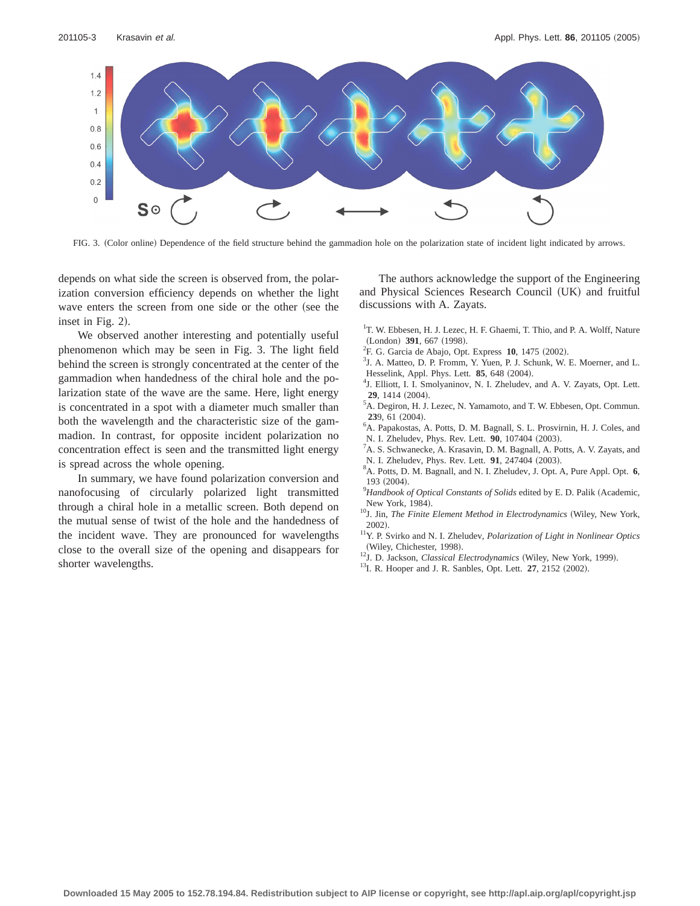1.4
1.2
1
0.8
0.6
0.4
0.2
0

S ⊙

FIG. 3. (Color online) Dependence of the field structure behind the gammadion hole on the polarization state of incident light indicated by arrows.

depends on what side the screen is observed from, the polarization conversion efficiency depends on whether the light wave enters the screen from one side or the other (see the inset in Fig. 2).

We observed another interesting and potentially useful phenomenon which may be seen in Fig. 3. The light field behind the screen is strongly concentrated at the center of the gammadion when handedness of the chiral hole and the polarization state of the wave are the same. Here, light energy is concentrated in a spot with a diameter much smaller than both the wavelength and the characteristic size of the gammadion. In contrast, for opposite incident polarization no concentration effect is seen and the transmitted light energy is spread across the whole opening.

In summary, we have found polarization conversion and nanofocusing of circularly polarized light transmitted through a chiral hole in a metallic screen. Both depend on the mutual sense of twist of the hole and the handedness of the incident wave. They are pronounced for wavelengths close to the overall size of the opening and disappears for shorter wavelengths.

The authors acknowledge the support of the Engineering and Physical Sciences Research Council (UK) and fruitful discussions with A. Zayats.

[1] T. W. Ebbesen, H. J. Lezec, H. F. Ghaemi, T. Thio, and P. A. Wolff, Nature (London) **391**, 667 (1998).
[2] F. G. Garcia de Abajo, Opt. Express **10**, 1475 (2002).
[3] J. A. Matteo, D. P. Fromm, Y. Yuen, P. J. Schunk, W. E. Moerner, and L. Hesselink, Appl. Phys. Lett. **85**, 648 (2004).
[4] J. Elliott, I. I. Smolyaninov, N. I. Zheludev, and A. V. Zayats, Opt. Lett. **29**, 1414 (2004).
[5] A. Degiron, H. J. Lezec, N. Yamamoto, and T. W. Ebbesen, Opt. Commun. **239**, 61 (2004).
[6] A. Papakostas, A. Potts, D. M. Bagnall, S. L. Prosvirnin, H. J. Coles, and N. I. Zheludev, Phys. Rev. Lett. **90**, 107404 (2003).
[7] A. S. Schwanecke, A. Krasavin, D. M. Bagnall, A. Potts, A. V. Zayats, and N. I. Zheludev, Phys. Rev. Lett. **91**, 247404 (2003).
[8] A. Potts, D. M. Bagnall, and N. I. Zheludev, J. Opt. A, Pure Appl. Opt. **6**, 193 (2004).
[9] *Handbook of Optical Constants of Solids* edited by E. D. Palik (Academic, New York, 1984).
[10] J. Jin, *The Finite Element Method in Electrodynamics* (Wiley, New York, 2002).
[11] Y. P. Svirko and N. I. Zheludev, *Polarization of Light in Nonlinear Optics* (Wiley, Chichester, 1998).
[12] J. D. Jackson, *Classical Electrodynamics* (Wiley, New York, 1999).
[13] I. R. Hooper and J. R. Sanbles, Opt. Lett. **27**, 2152 (2002).